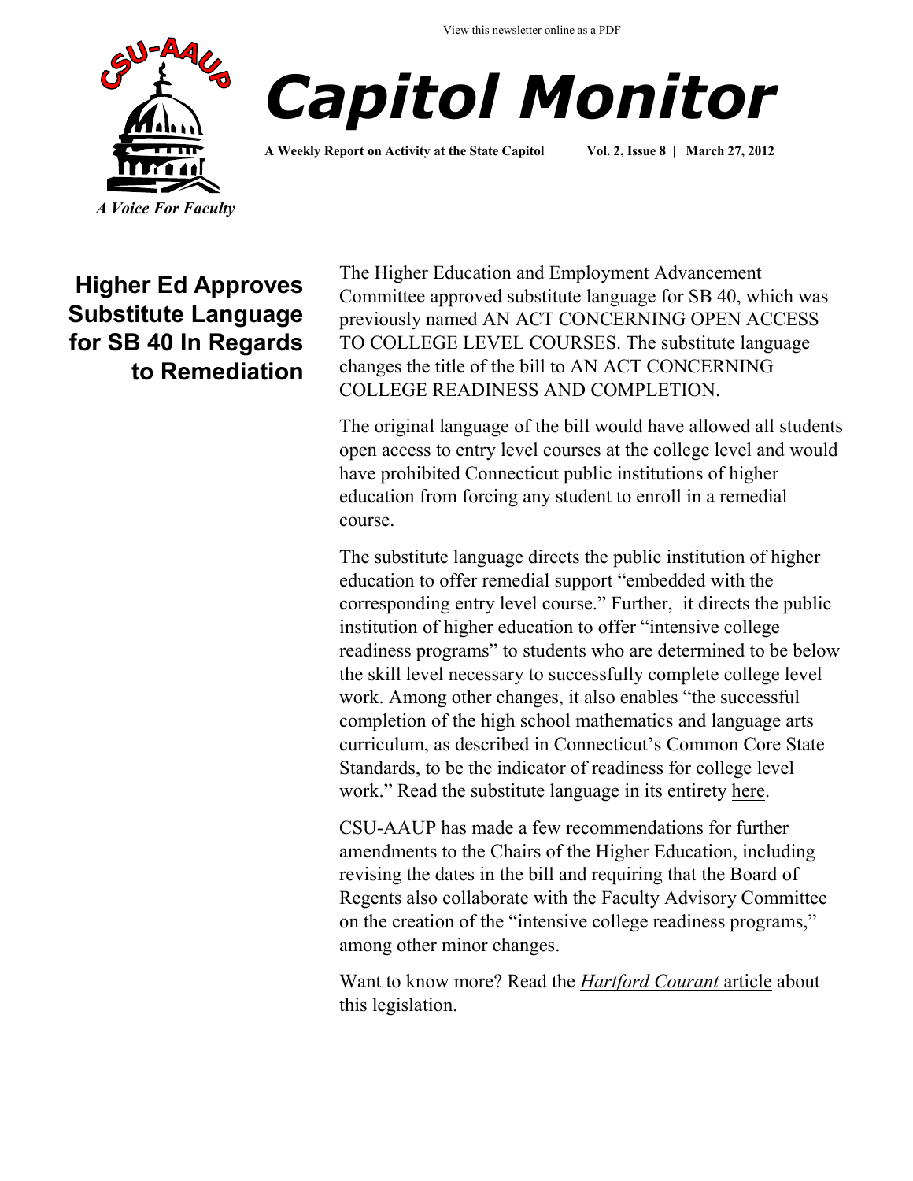View this newsletter online as a PDF

# Capitol Monitor

**A Weekly Report on Activity at the State Capitol** **Vol. 2, Issue 8 | March 27, 2012**

*A Voice For Faculty*

## Higher Ed Approves Substitute Language for SB 40 In Regards to Remediation

The Higher Education and Employment Advancement Committee approved substitute language for SB 40, which was previously named AN ACT CONCERNING OPEN ACCESS TO COLLEGE LEVEL COURSES. The substitute language changes the title of the bill to AN ACT CONCERNING COLLEGE READINESS AND COMPLETION.

The original language of the bill would have allowed all students open access to entry level courses at the college level and would have prohibited Connecticut public institutions of higher education from forcing any student to enroll in a remedial course.

The substitute language directs the public institution of higher education to offer remedial support "embedded with the corresponding entry level course." Further, it directs the public institution of higher education to offer "intensive college readiness programs" to students who are determined to be below the skill level necessary to successfully complete college level work. Among other changes, it also enables "the successful completion of the high school mathematics and language arts curriculum, as described in Connecticut's Common Core State Standards, to be the indicator of readiness for college level work." Read the substitute language in its entirety here.

CSU-AAUP has made a few recommendations for further amendments to the Chairs of the Higher Education, including revising the dates in the bill and requiring that the Board of Regents also collaborate with the Faculty Advisory Committee on the creation of the "intensive college readiness programs," among other minor changes.

Want to know more? Read the *Hartford Courant* article about this legislation.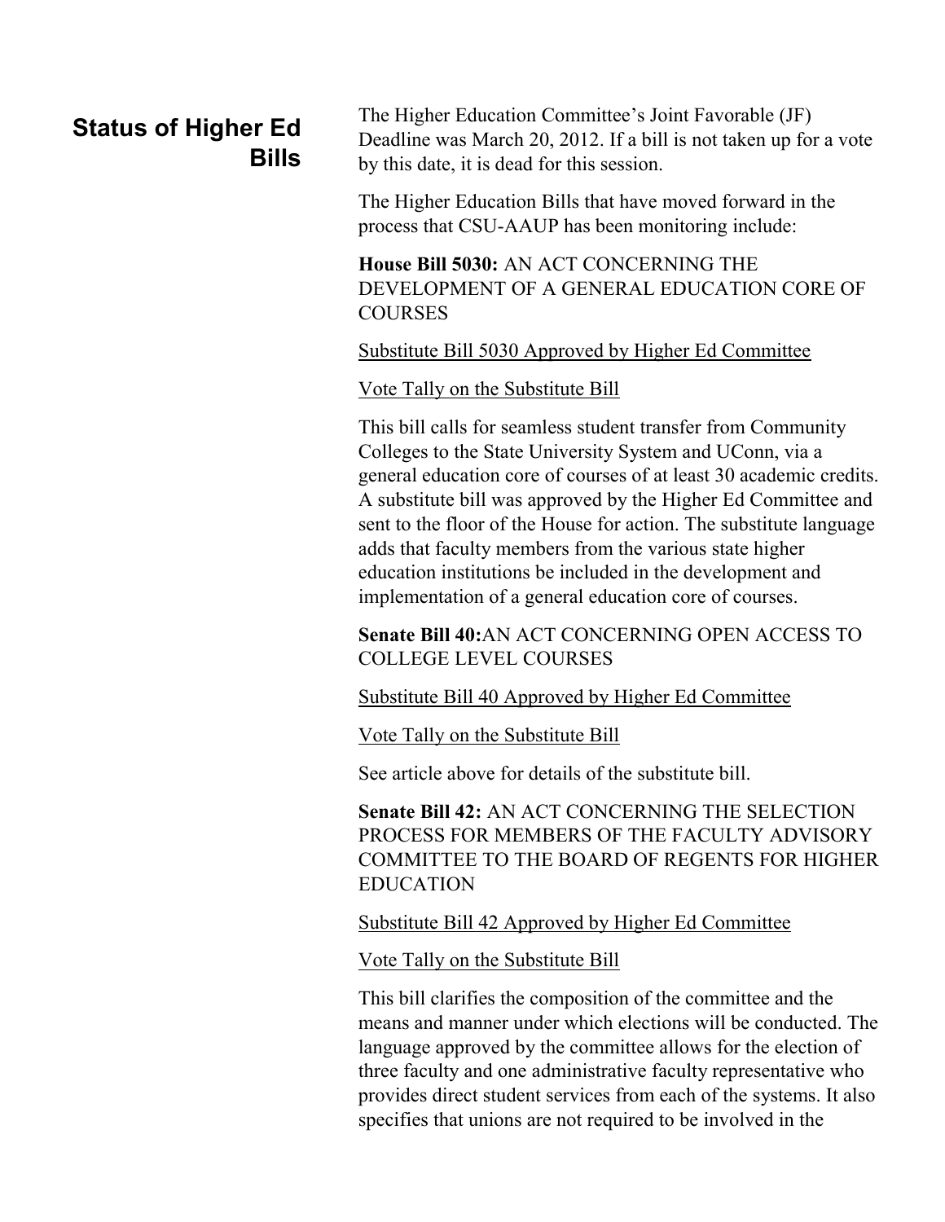## Status of Higher Ed Bills

The Higher Education Committee's Joint Favorable (JF) Deadline was March 20, 2012. If a bill is not taken up for a vote by this date, it is dead for this session.

The Higher Education Bills that have moved forward in the process that CSU-AAUP has been monitoring include:

**House Bill 5030:** AN ACT CONCERNING THE DEVELOPMENT OF A GENERAL EDUCATION CORE OF COURSES

Substitute Bill 5030 Approved by Higher Ed Committee

Vote Tally on the Substitute Bill

This bill calls for seamless student transfer from Community Colleges to the State University System and UConn, via a general education core of courses of at least 30 academic credits. A substitute bill was approved by the Higher Ed Committee and sent to the floor of the House for action. The substitute language adds that faculty members from the various state higher education institutions be included in the development and implementation of a general education core of courses.

**Senate Bill 40:**AN ACT CONCERNING OPEN ACCESS TO COLLEGE LEVEL COURSES

Substitute Bill 40 Approved by Higher Ed Committee

Vote Tally on the Substitute Bill

See article above for details of the substitute bill.

**Senate Bill 42:** AN ACT CONCERNING THE SELECTION PROCESS FOR MEMBERS OF THE FACULTY ADVISORY COMMITTEE TO THE BOARD OF REGENTS FOR HIGHER EDUCATION

Substitute Bill 42 Approved by Higher Ed Committee

Vote Tally on the Substitute Bill

This bill clarifies the composition of the committee and the means and manner under which elections will be conducted. The language approved by the committee allows for the election of three faculty and one administrative faculty representative who provides direct student services from each of the systems. It also specifies that unions are not required to be involved in the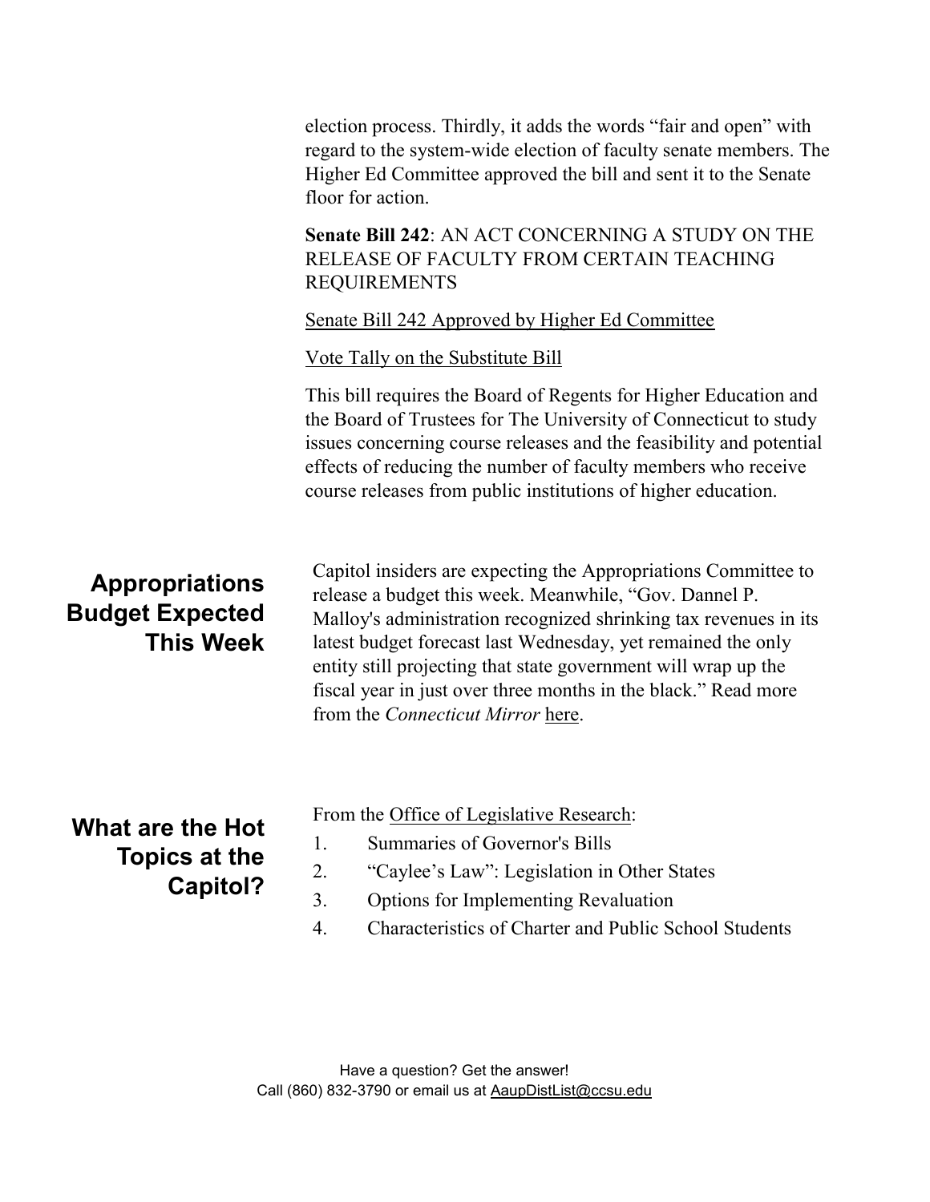election process. Thirdly, it adds the words "fair and open" with regard to the system-wide election of faculty senate members. The Higher Ed Committee approved the bill and sent it to the Senate floor for action.

**Senate Bill 242**: AN ACT CONCERNING A STUDY ON THE RELEASE OF FACULTY FROM CERTAIN TEACHING REQUIREMENTS

Senate Bill 242 Approved by Higher Ed Committee

Vote Tally on the Substitute Bill

This bill requires the Board of Regents for Higher Education and the Board of Trustees for The University of Connecticut to study issues concerning course releases and the feasibility and potential effects of reducing the number of faculty members who receive course releases from public institutions of higher education.

## Appropriations Budget Expected This Week

Capitol insiders are expecting the Appropriations Committee to release a budget this week. Meanwhile, "Gov. Dannel P. Malloy's administration recognized shrinking tax revenues in its latest budget forecast last Wednesday, yet remained the only entity still projecting that state government will wrap up the fiscal year in just over three months in the black." Read more from the *Connecticut Mirror* here.

## What are the Hot Topics at the Capitol?

From the Office of Legislative Research:

1. Summaries of Governor's Bills
2. "Caylee's Law": Legislation in Other States
3. Options for Implementing Revaluation
4. Characteristics of Charter and Public School Students

Have a question? Get the answer!
Call (860) 832-3790 or email us at AaupDistList@ccsu.edu